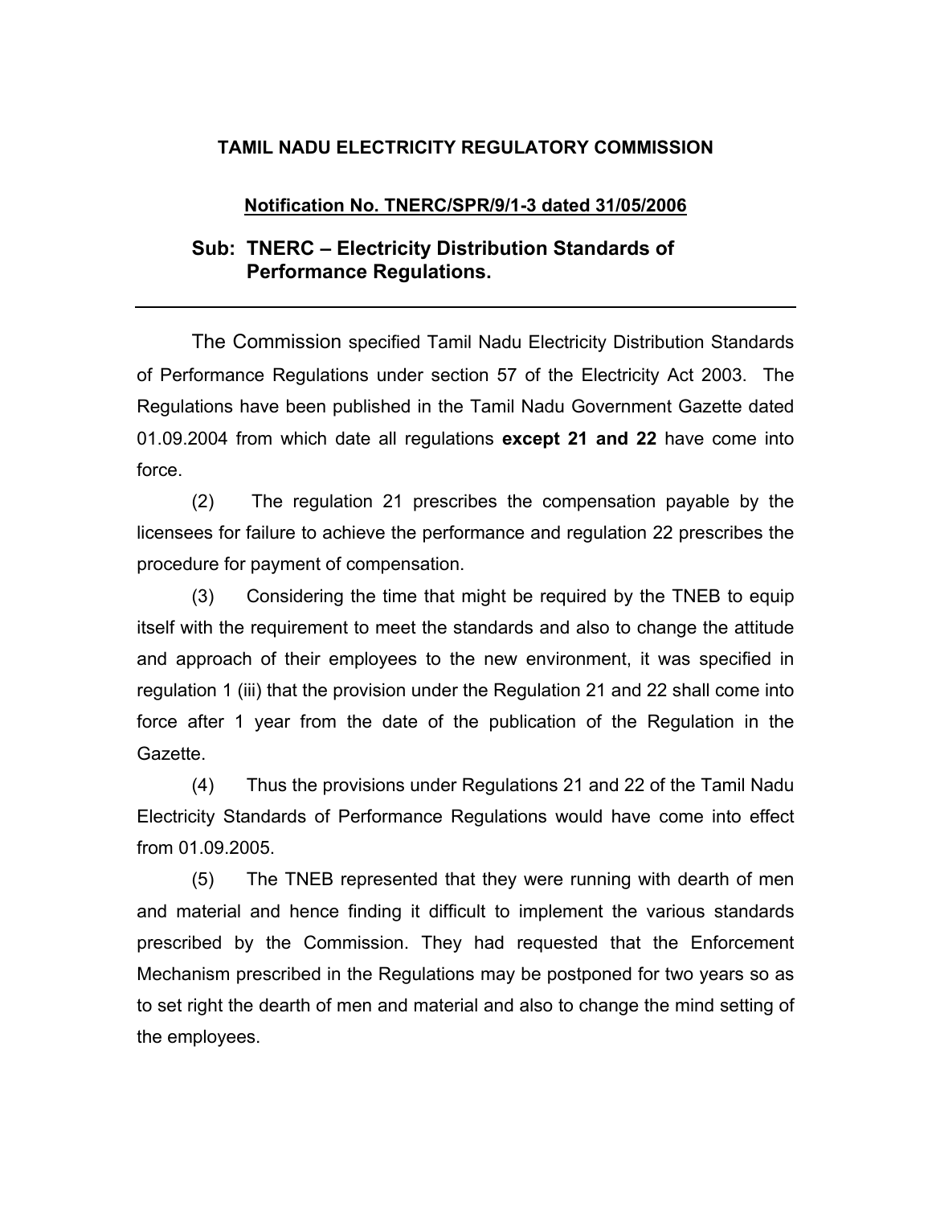## TAMIL NADU ELECTRICITY REGULATORY COMMISSION

**Notification No. TNERC/SPR/9/1-3 dated 31/05/2006**

**Sub: TNERC – Electricity Distribution Standards of Performance Regulations.**

---

The Commission specified Tamil Nadu Electricity Distribution Standards of Performance Regulations under section 57 of the Electricity Act 2003. The Regulations have been published in the Tamil Nadu Government Gazette dated 01.09.2004 from which date all regulations **except 21 and 22** have come into force.

(2) The regulation 21 prescribes the compensation payable by the licensees for failure to achieve the performance and regulation 22 prescribes the procedure for payment of compensation.

(3) Considering the time that might be required by the TNEB to equip itself with the requirement to meet the standards and also to change the attitude and approach of their employees to the new environment, it was specified in regulation 1 (iii) that the provision under the Regulation 21 and 22 shall come into force after 1 year from the date of the publication of the Regulation in the Gazette.

(4) Thus the provisions under Regulations 21 and 22 of the Tamil Nadu Electricity Standards of Performance Regulations would have come into effect from 01.09.2005.

(5) The TNEB represented that they were running with dearth of men and material and hence finding it difficult to implement the various standards prescribed by the Commission. They had requested that the Enforcement Mechanism prescribed in the Regulations may be postponed for two years so as to set right the dearth of men and material and also to change the mind setting of the employees.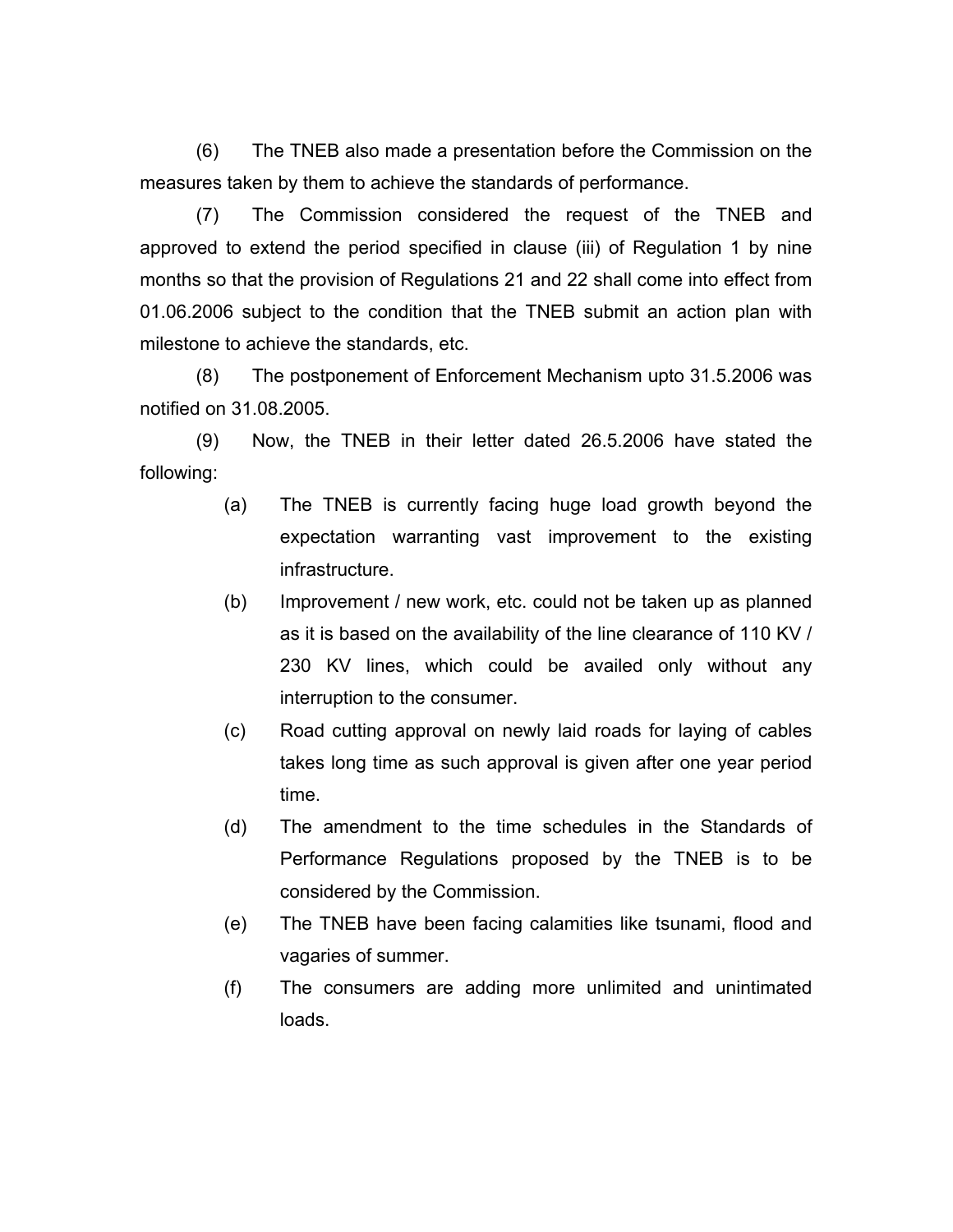(6) The TNEB also made a presentation before the Commission on the measures taken by them to achieve the standards of performance.

(7) The Commission considered the request of the TNEB and approved to extend the period specified in clause (iii) of Regulation 1 by nine months so that the provision of Regulations 21 and 22 shall come into effect from 01.06.2006 subject to the condition that the TNEB submit an action plan with milestone to achieve the standards, etc.

(8) The postponement of Enforcement Mechanism upto 31.5.2006 was notified on 31.08.2005.

(9) Now, the TNEB in their letter dated 26.5.2006 have stated the following:

- (a) The TNEB is currently facing huge load growth beyond the expectation warranting vast improvement to the existing infrastructure.
- (b) Improvement / new work, etc. could not be taken up as planned as it is based on the availability of the line clearance of 110 KV / 230 KV lines, which could be availed only without any interruption to the consumer.
- (c) Road cutting approval on newly laid roads for laying of cables takes long time as such approval is given after one year period time.
- (d) The amendment to the time schedules in the Standards of Performance Regulations proposed by the TNEB is to be considered by the Commission.
- (e) The TNEB have been facing calamities like tsunami, flood and vagaries of summer.
- (f) The consumers are adding more unlimited and unintimated loads.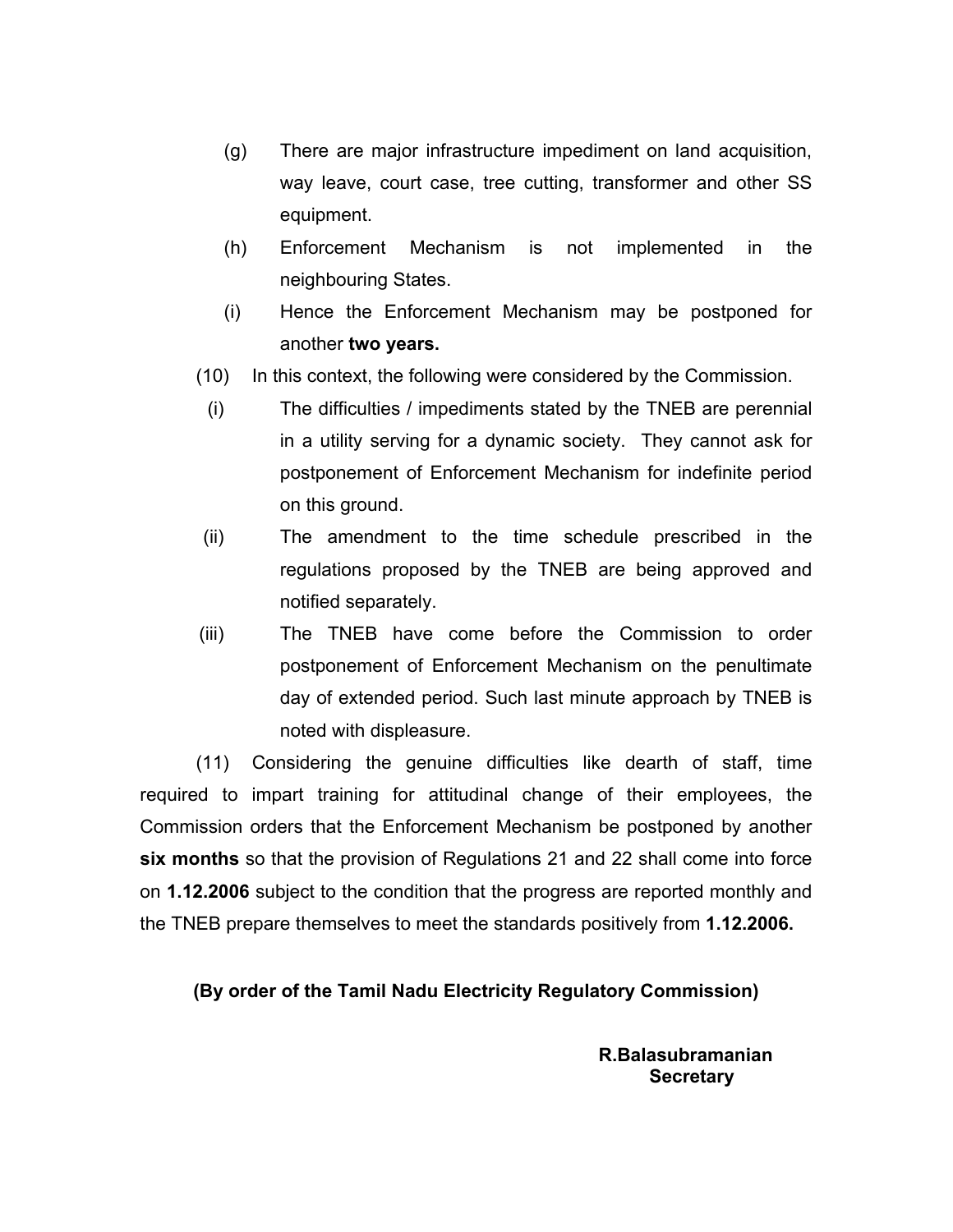(g) There are major infrastructure impediment on land acquisition, way leave, court case, tree cutting, transformer and other SS equipment.

(h) Enforcement Mechanism is not implemented in the neighbouring States.

(i) Hence the Enforcement Mechanism may be postponed for another **two years.**

(10) In this context, the following were considered by the Commission.

(i) The difficulties / impediments stated by the TNEB are perennial in a utility serving for a dynamic society. They cannot ask for postponement of Enforcement Mechanism for indefinite period on this ground.

(ii) The amendment to the time schedule prescribed in the regulations proposed by the TNEB are being approved and notified separately.

(iii) The TNEB have come before the Commission to order postponement of Enforcement Mechanism on the penultimate day of extended period. Such last minute approach by TNEB is noted with displeasure.

(11) Considering the genuine difficulties like dearth of staff, time required to impart training for attitudinal change of their employees, the Commission orders that the Enforcement Mechanism be postponed by another **six months** so that the provision of Regulations 21 and 22 shall come into force on **1.12.2006** subject to the condition that the progress are reported monthly and the TNEB prepare themselves to meet the standards positively from **1.12.2006.**

**(By order of the Tamil Nadu Electricity Regulatory Commission)**

**R.Balasubramanian**
**Secretary**